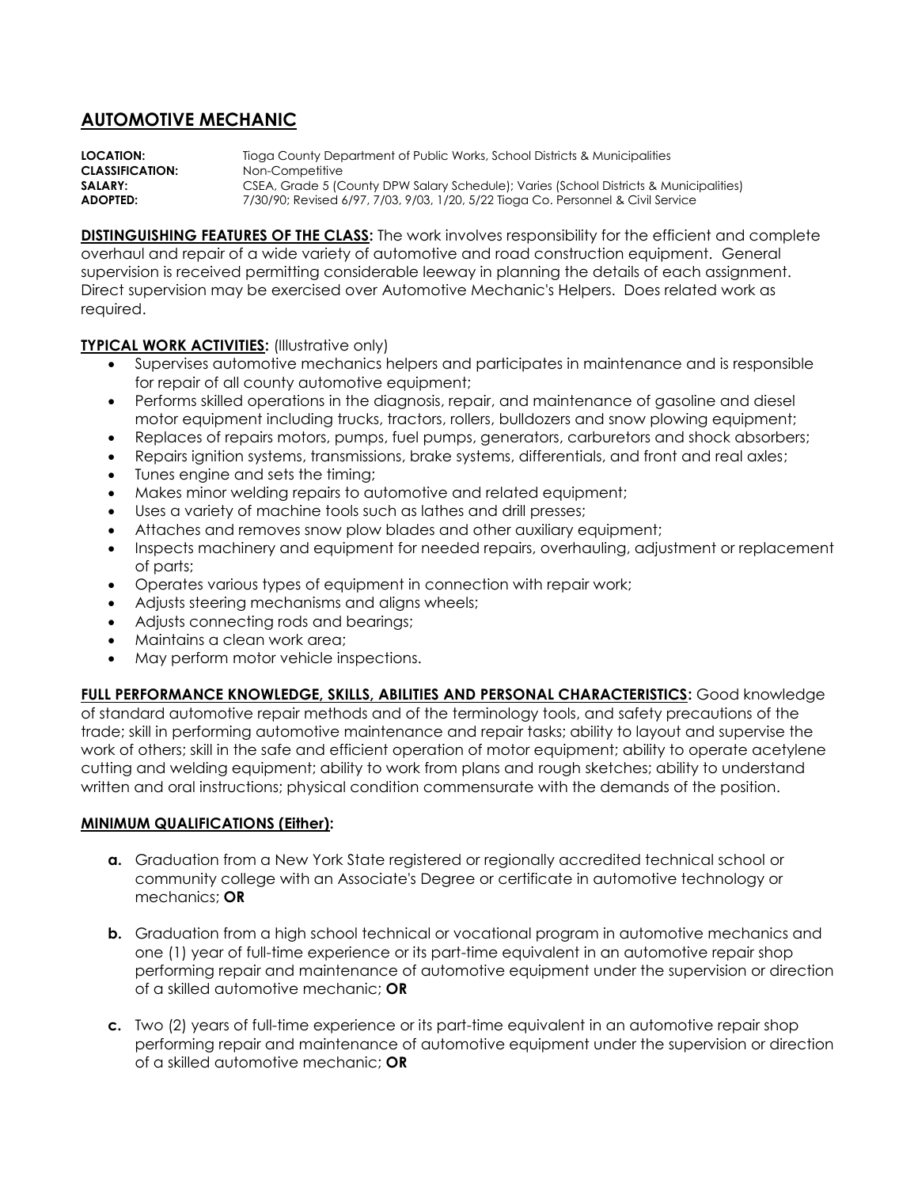# AUTOMOTIVE MECHANIC

**LOCATION:** Tioga County Department of Public Works, School Districts & Municipalities
**CLASSIFICATION:** Non-Competitive
**SALARY:** CSEA, Grade 5 (County DPW Salary Schedule); Varies (School Districts & Municipalities)
**ADOPTED:** 7/30/90; Revised 6/97, 7/03, 9/03, 1/20, 5/22 Tioga Co. Personnel & Civil Service

**DISTINGUISHING FEATURES OF THE CLASS:** The work involves responsibility for the efficient and complete overhaul and repair of a wide variety of automotive and road construction equipment. General supervision is received permitting considerable leeway in planning the details of each assignment. Direct supervision may be exercised over Automotive Mechanic's Helpers. Does related work as required.

**TYPICAL WORK ACTIVITIES:** (Illustrative only)

- Supervises automotive mechanics helpers and participates in maintenance and is responsible for repair of all county automotive equipment;
- Performs skilled operations in the diagnosis, repair, and maintenance of gasoline and diesel motor equipment including trucks, tractors, rollers, bulldozers and snow plowing equipment;
- Replaces of repairs motors, pumps, fuel pumps, generators, carburetors and shock absorbers;
- Repairs ignition systems, transmissions, brake systems, differentials, and front and real axles;
- Tunes engine and sets the timing;
- Makes minor welding repairs to automotive and related equipment;
- Uses a variety of machine tools such as lathes and drill presses;
- Attaches and removes snow plow blades and other auxiliary equipment;
- Inspects machinery and equipment for needed repairs, overhauling, adjustment or replacement of parts;
- Operates various types of equipment in connection with repair work;
- Adjusts steering mechanisms and aligns wheels;
- Adjusts connecting rods and bearings;
- Maintains a clean work area;
- May perform motor vehicle inspections.

**FULL PERFORMANCE KNOWLEDGE, SKILLS, ABILITIES AND PERSONAL CHARACTERISTICS:** Good knowledge of standard automotive repair methods and of the terminology tools, and safety precautions of the trade; skill in performing automotive maintenance and repair tasks; ability to layout and supervise the work of others; skill in the safe and efficient operation of motor equipment; ability to operate acetylene cutting and welding equipment; ability to work from plans and rough sketches; ability to understand written and oral instructions; physical condition commensurate with the demands of the position.

**MINIMUM QUALIFICATIONS (Either):**

**a.** Graduation from a New York State registered or regionally accredited technical school or community college with an Associate's Degree or certificate in automotive technology or mechanics; **OR**

**b.** Graduation from a high school technical or vocational program in automotive mechanics and one (1) year of full-time experience or its part-time equivalent in an automotive repair shop performing repair and maintenance of automotive equipment under the supervision or direction of a skilled automotive mechanic; **OR**

**c.** Two (2) years of full-time experience or its part-time equivalent in an automotive repair shop performing repair and maintenance of automotive equipment under the supervision or direction of a skilled automotive mechanic; **OR**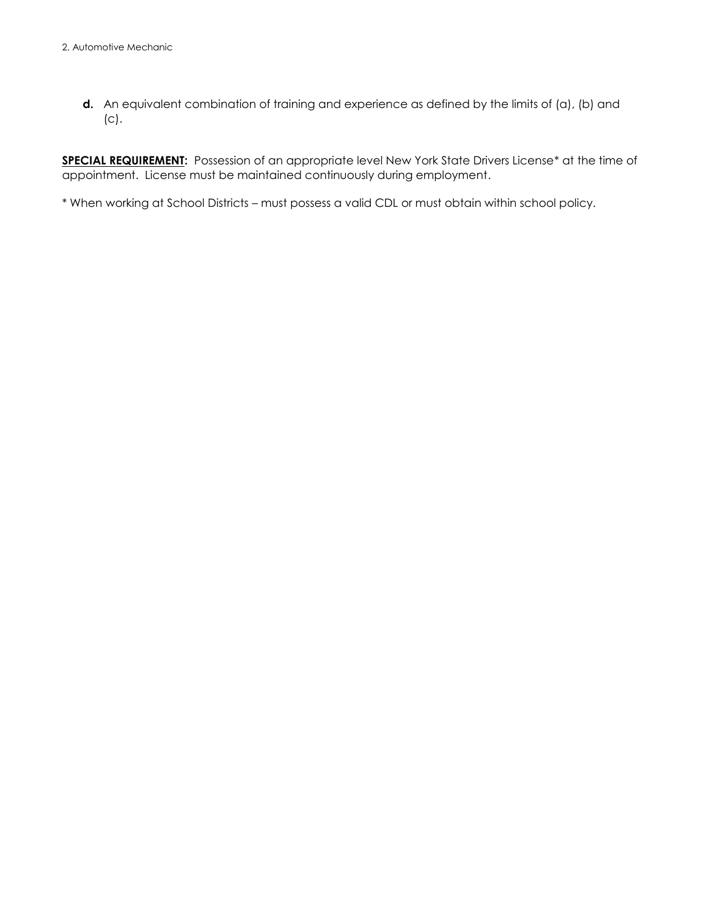**d.** An equivalent combination of training and experience as defined by the limits of (a), (b) and (c).

**SPECIAL REQUIREMENT:** Possession of an appropriate level New York State Drivers License* at the time of appointment. License must be maintained continuously during employment.

* When working at School Districts – must possess a valid CDL or must obtain within school policy.